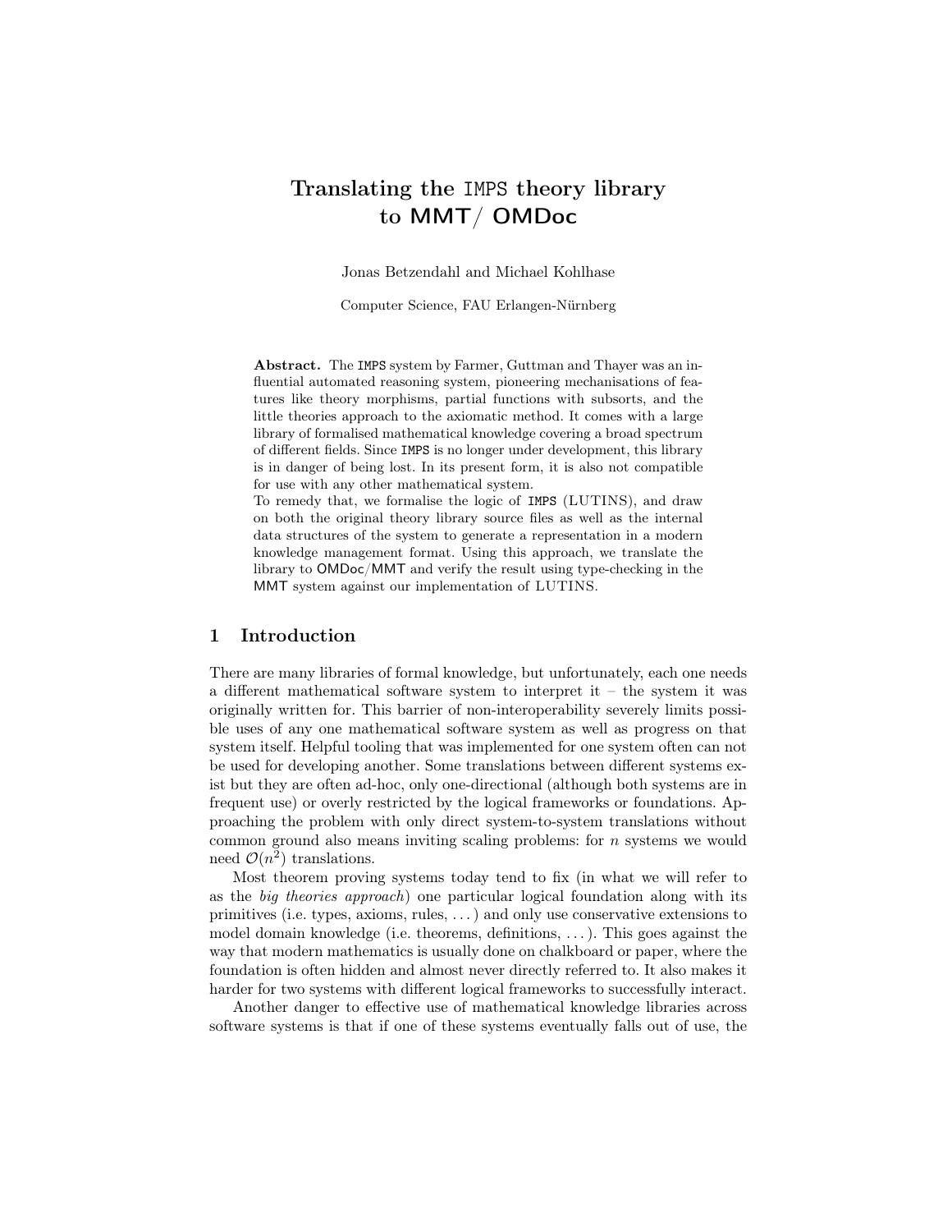# Translating the IMPS theory library to MMT/ OMDoc

Jonas Betzendahl and Michael Kohlhase

Computer Science, FAU Erlangen-Nürnberg

**Abstract.** The IMPS system by Farmer, Guttman and Thayer was an influential automated reasoning system, pioneering mechanisations of features like theory morphisms, partial functions with subsorts, and the little theories approach to the axiomatic method. It comes with a large library of formalised mathematical knowledge covering a broad spectrum of different fields. Since IMPS is no longer under development, this library is in danger of being lost. In its present form, it is also not compatible for use with any other mathematical system.

To remedy that, we formalise the logic of IMPS (LUTINS), and draw on both the original theory library source files as well as the internal data structures of the system to generate a representation in a modern knowledge management format. Using this approach, we translate the library to OMDoc/MMT and verify the result using type-checking in the MMT system against our implementation of LUTINS.

## 1 Introduction

There are many libraries of formal knowledge, but unfortunately, each one needs a different mathematical software system to interpret it – the system it was originally written for. This barrier of non-interoperability severely limits possible uses of any one mathematical software system as well as progress on that system itself. Helpful tooling that was implemented for one system often can not be used for developing another. Some translations between different systems exist but they are often ad-hoc, only one-directional (although both systems are in frequent use) or overly restricted by the logical frameworks or foundations. Approaching the problem with only direct system-to-system translations without common ground also means inviting scaling problems: for $n$ systems we would need $\mathcal{O}(n^2)$ translations.

Most theorem proving systems today tend to fix (in what we will refer to as the *big theories approach*) one particular logical foundation along with its primitives (i.e. types, axioms, rules, ...) and only use conservative extensions to model domain knowledge (i.e. theorems, definitions, ...). This goes against the way that modern mathematics is usually done on chalkboard or paper, where the foundation is often hidden and almost never directly referred to. It also makes it harder for two systems with different logical frameworks to successfully interact.

Another danger to effective use of mathematical knowledge libraries across software systems is that if one of these systems eventually falls out of use, the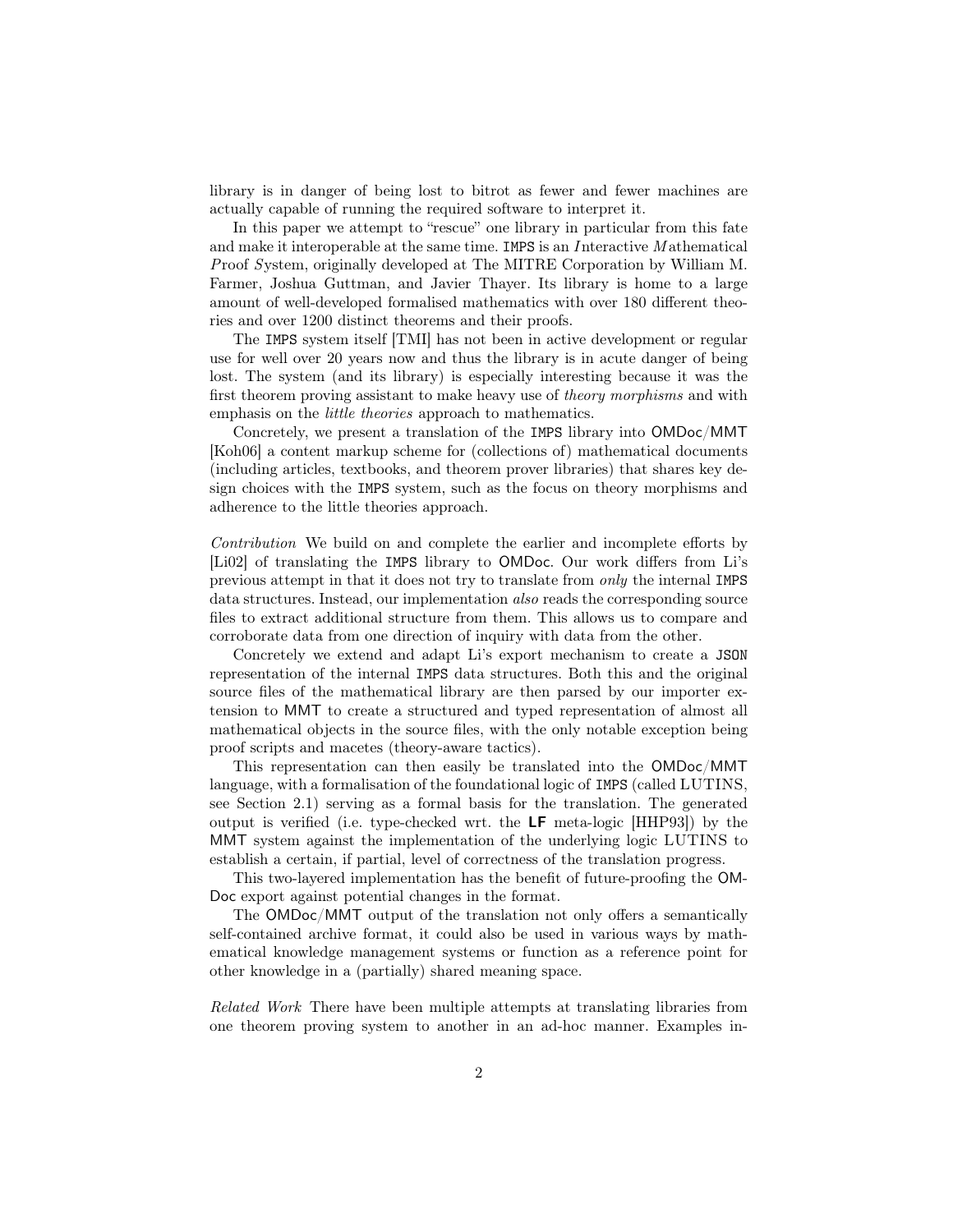library is in danger of being lost to bitrot as fewer and fewer machines are actually capable of running the required software to interpret it.

In this paper we attempt to "rescue" one library in particular from this fate and make it interoperable at the same time. IMPS is an *I*nteractive *M*athematical *P*roof *S*ystem, originally developed at The MITRE Corporation by William M. Farmer, Joshua Guttman, and Javier Thayer. Its library is home to a large amount of well-developed formalised mathematics with over 180 different theories and over 1200 distinct theorems and their proofs.

The IMPS system itself [TMI] has not been in active development or regular use for well over 20 years now and thus the library is in acute danger of being lost. The system (and its library) is especially interesting because it was the first theorem proving assistant to make heavy use of *theory morphisms* and with emphasis on the *little theories* approach to mathematics.

Concretely, we present a translation of the IMPS library into OMDoc/MMT [Koh06] a content markup scheme for (collections of) mathematical documents (including articles, textbooks, and theorem prover libraries) that shares key design choices with the IMPS system, such as the focus on theory morphisms and adherence to the little theories approach.

*Contribution* We build on and complete the earlier and incomplete efforts by [Li02] of translating the IMPS library to OMDoc. Our work differs from Li's previous attempt in that it does not try to translate from *only* the internal IMPS data structures. Instead, our implementation *also* reads the corresponding source files to extract additional structure from them. This allows us to compare and corroborate data from one direction of inquiry with data from the other.

Concretely we extend and adapt Li's export mechanism to create a JSON representation of the internal IMPS data structures. Both this and the original source files of the mathematical library are then parsed by our importer extension to MMT to create a structured and typed representation of almost all mathematical objects in the source files, with the only notable exception being proof scripts and macetes (theory-aware tactics).

This representation can then easily be translated into the OMDoc/MMT language, with a formalisation of the foundational logic of IMPS (called LUTINS, see Section 2.1) serving as a formal basis for the translation. The generated output is verified (i.e. type-checked wrt. the **LF** meta-logic [HHP93]) by the MMT system against the implementation of the underlying logic LUTINS to establish a certain, if partial, level of correctness of the translation progress.

This two-layered implementation has the benefit of future-proofing the OMDoc export against potential changes in the format.

The OMDoc/MMT output of the translation not only offers a semantically self-contained archive format, it could also be used in various ways by mathematical knowledge management systems or function as a reference point for other knowledge in a (partially) shared meaning space.

*Related Work* There have been multiple attempts at translating libraries from one theorem proving system to another in an ad-hoc manner. Examples in-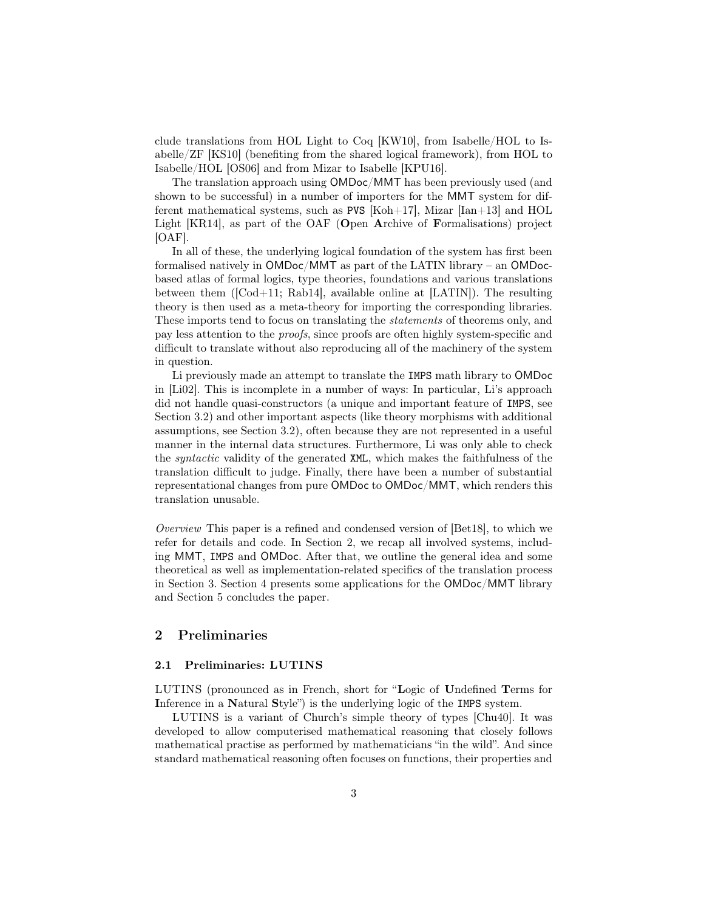clude translations from HOL Light to Coq [KW10], from Isabelle/HOL to Isabelle/ZF [KS10] (benefiting from the shared logical framework), from HOL to Isabelle/HOL [OS06] and from Mizar to Isabelle [KPU16].

The translation approach using OMDoc/MMT has been previously used (and shown to be successful) in a number of importers for the MMT system for different mathematical systems, such as PVS [Koh+17], Mizar [Ian+13] and HOL Light [KR14], as part of the OAF (**O**pen **A**rchive of **F**ormalisations) project [OAF].

In all of these, the underlying logical foundation of the system has first been formalised natively in OMDoc/MMT as part of the LATIN library – an OMDoc-based atlas of formal logics, type theories, foundations and various translations between them ([Cod+11; Rab14], available online at [LATIN]). The resulting theory is then used as a meta-theory for importing the corresponding libraries. These imports tend to focus on translating the *statements* of theorems only, and pay less attention to the *proofs*, since proofs are often highly system-specific and difficult to translate without also reproducing all of the machinery of the system in question.

Li previously made an attempt to translate the IMPS math library to OMDoc in [Li02]. This is incomplete in a number of ways: In particular, Li's approach did not handle quasi-constructors (a unique and important feature of IMPS, see Section 3.2) and other important aspects (like theory morphisms with additional assumptions, see Section 3.2), often because they are not represented in a useful manner in the internal data structures. Furthermore, Li was only able to check the *syntactic* validity of the generated XML, which makes the faithfulness of the translation difficult to judge. Finally, there have been a number of substantial representational changes from pure OMDoc to OMDoc/MMT, which renders this translation unusable.

*Overview* This paper is a refined and condensed version of [Bet18], to which we refer for details and code. In Section 2, we recap all involved systems, including MMT, IMPS and OMDoc. After that, we outline the general idea and some theoretical as well as implementation-related specifics of the translation process in Section 3. Section 4 presents some applications for the OMDoc/MMT library and Section 5 concludes the paper.

## 2 Preliminaries

### 2.1 Preliminaries: LUTINS

LUTINS (pronounced as in French, short for "**L**ogic of **U**ndefined **T**erms for **In**ference in a **N**atural **S**tyle") is the underlying logic of the IMPS system.

LUTINS is a variant of Church's simple theory of types [Chu40]. It was developed to allow computerised mathematical reasoning that closely follows mathematical practise as performed by mathematicians "in the wild". And since standard mathematical reasoning often focuses on functions, their properties and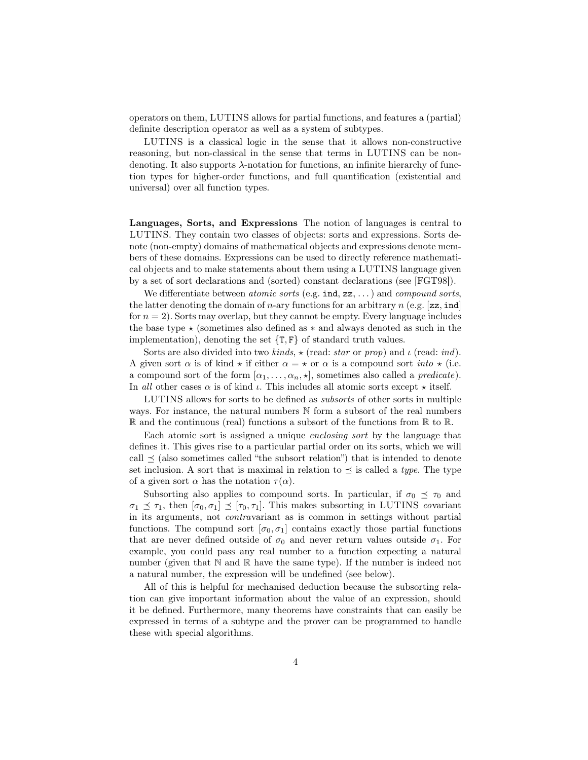operators on them, LUTINS allows for partial functions, and features a (partial) definite description operator as well as a system of subtypes.

LUTINS is a classical logic in the sense that it allows non-constructive reasoning, but non-classical in the sense that terms in LUTINS can be non-denoting. It also supports $\lambda$-notation for functions, an infinite hierarchy of function types for higher-order functions, and full quantification (existential and universal) over all function types.

**Languages, Sorts, and Expressions** The notion of languages is central to LUTINS. They contain two classes of objects: sorts and expressions. Sorts denote (non-empty) domains of mathematical objects and expressions denote members of these domains. Expressions can be used to directly reference mathematical objects and to make statements about them using a LUTINS language given by a set of sort declarations and (sorted) constant declarations (see [FGT98]).

We differentiate between *atomic sorts* (e.g. `ind`, `zz`, ...) and *compound sorts*, the latter denoting the domain of $n$-ary functions for an arbitrary $n$ (e.g. $[\texttt{zz}, \texttt{ind}]$ for $n = 2$). Sorts may overlap, but they cannot be empty. Every language includes the base type $\star$ (sometimes also defined as $*$ and always denoted as such in the implementation), denoting the set $\{\texttt{T}, \texttt{F}\}$ of standard truth values.

Sorts are also divided into two *kinds*, $\star$ (read: *star* or *prop*) and $\iota$ (read: *ind*). A given sort $\alpha$ is of kind $\star$ if either $\alpha = \star$ or $\alpha$ is a compound sort *into* $\star$ (i.e. a compound sort of the form $[\alpha_1, \ldots, \alpha_n, \star]$, sometimes also called a *predicate*). In *all* other cases $\alpha$ is of kind $\iota$. This includes all atomic sorts except $\star$ itself.

LUTINS allows for sorts to be defined as *subsorts* of other sorts in multiple ways. For instance, the natural numbers $\mathbb{N}$ form a subsort of the real numbers $\mathbb{R}$ and the continuous (real) functions a subsort of the functions from $\mathbb{R}$ to $\mathbb{R}$.

Each atomic sort is assigned a unique *enclosing sort* by the language that defines it. This gives rise to a particular partial order on its sorts, which we will call $\preceq$ (also sometimes called "the subsort relation") that is intended to denote set inclusion. A sort that is maximal in relation to $\preceq$ is called a *type*. The type of a given sort $\alpha$ has the notation $\tau(\alpha)$.

Subsorting also applies to compound sorts. In particular, if $\sigma_0 \preceq \tau_0$ and $\sigma_1 \preceq \tau_1$, then $[\sigma_0, \sigma_1] \preceq [\tau_0, \tau_1]$. This makes subsorting in LUTINS *co*variant in its arguments, not *contra*variant as is common in settings without partial functions. The compund sort $[\sigma_0, \sigma_1]$ contains exactly those partial functions that are never defined outside of $\sigma_0$ and never return values outside $\sigma_1$. For example, you could pass any real number to a function expecting a natural number (given that $\mathbb{N}$ and $\mathbb{R}$ have the same type). If the number is indeed not a natural number, the expression will be undefined (see below).

All of this is helpful for mechanised deduction because the subsorting relation can give important information about the value of an expression, should it be defined. Furthermore, many theorems have constraints that can easily be expressed in terms of a subtype and the prover can be programmed to handle these with special algorithms.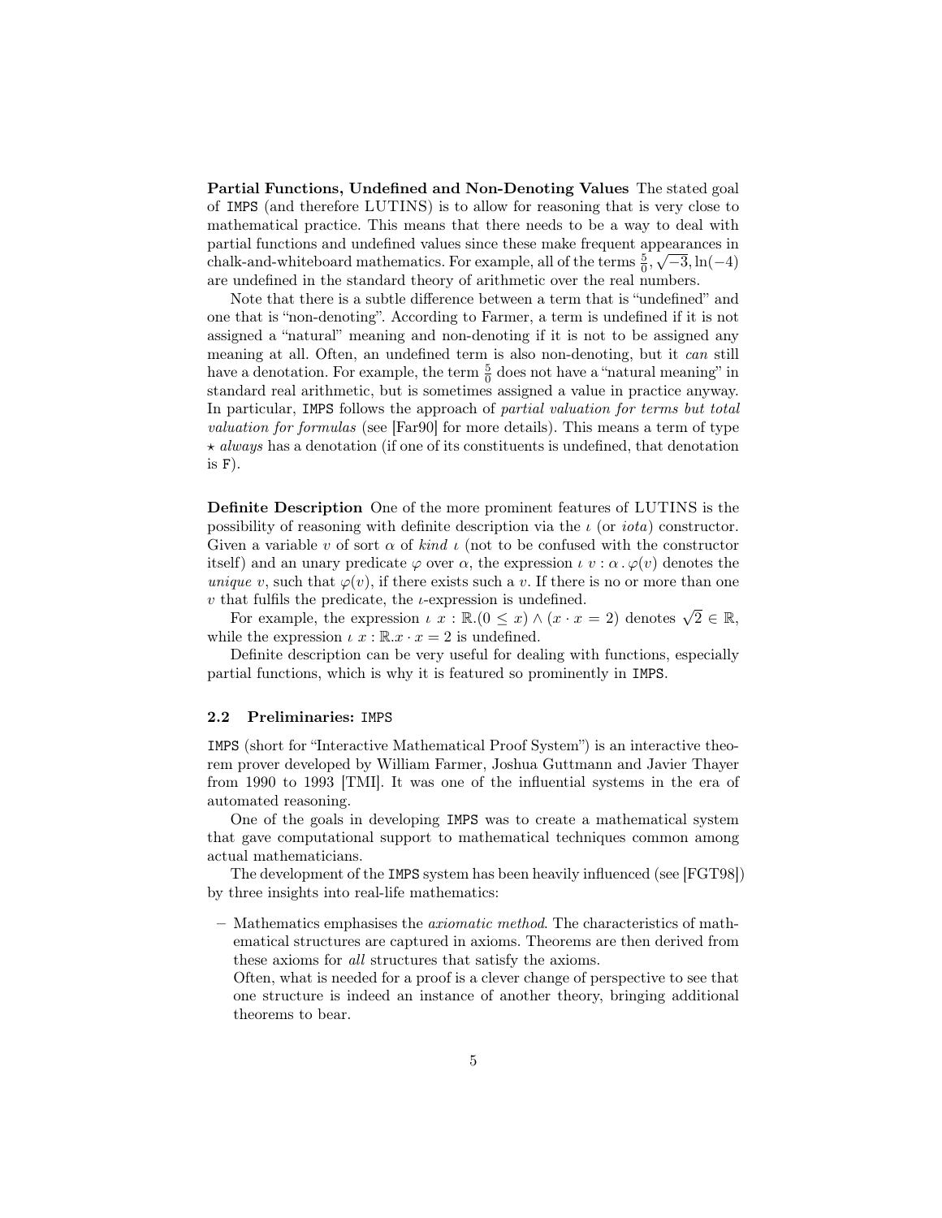**Partial Functions, Undefined and Non-Denoting Values** The stated goal of IMPS (and therefore LUTINS) is to allow for reasoning that is very close to mathematical practice. This means that there needs to be a way to deal with partial functions and undefined values since these make frequent appearances in chalk-and-whiteboard mathematics. For example, all of the terms $\frac{5}{0}, \sqrt{-3}, \ln(-4)$ are undefined in the standard theory of arithmetic over the real numbers.

Note that there is a subtle difference between a term that is "undefined" and one that is "non-denoting". According to Farmer, a term is undefined if it is not assigned a "natural" meaning and non-denoting if it is not to be assigned any meaning at all. Often, an undefined term is also non-denoting, but it *can* still have a denotation. For example, the term $\frac{5}{0}$ does not have a "natural meaning" in standard real arithmetic, but is sometimes assigned a value in practice anyway. In particular, IMPS follows the approach of *partial valuation for terms but total valuation for formulas* (see [Far90] for more details). This means a term of type $\star$ *always* has a denotation (if one of its constituents is undefined, that denotation is F).

**Definite Description** One of the more prominent features of LUTINS is the possibility of reasoning with definite description via the $\iota$ (or *iota*) constructor. Given a variable $v$ of sort $\alpha$ of *kind* $\iota$ (not to be confused with the constructor itself) and an unary predicate $\varphi$ over $\alpha$, the expression $\iota\ v : \alpha \,.\, \varphi(v)$ denotes the *unique* $v$, such that $\varphi(v)$, if there exists such a $v$. If there is no or more than one $v$ that fulfils the predicate, the $\iota$-expression is undefined.

For example, the expression $\iota\ x : \mathbb{R}.(0 \leq x) \wedge (x \cdot x = 2)$ denotes $\sqrt{2} \in \mathbb{R}$, while the expression $\iota\ x : \mathbb{R}.x \cdot x = 2$ is undefined.

Definite description can be very useful for dealing with functions, especially partial functions, which is why it is featured so prominently in IMPS.

### 2.2 Preliminaries: IMPS

IMPS (short for "Interactive Mathematical Proof System") is an interactive theorem prover developed by William Farmer, Joshua Guttmann and Javier Thayer from 1990 to 1993 [TMI]. It was one of the influential systems in the era of automated reasoning.

One of the goals in developing IMPS was to create a mathematical system that gave computational support to mathematical techniques common among actual mathematicians.

The development of the IMPS system has been heavily influenced (see [FGT98]) by three insights into real-life mathematics:

- Mathematics emphasises the *axiomatic method*. The characteristics of mathematical structures are captured in axioms. Theorems are then derived from these axioms for *all* structures that satisfy the axioms.
  Often, what is needed for a proof is a clever change of perspective to see that one structure is indeed an instance of another theory, bringing additional theorems to bear.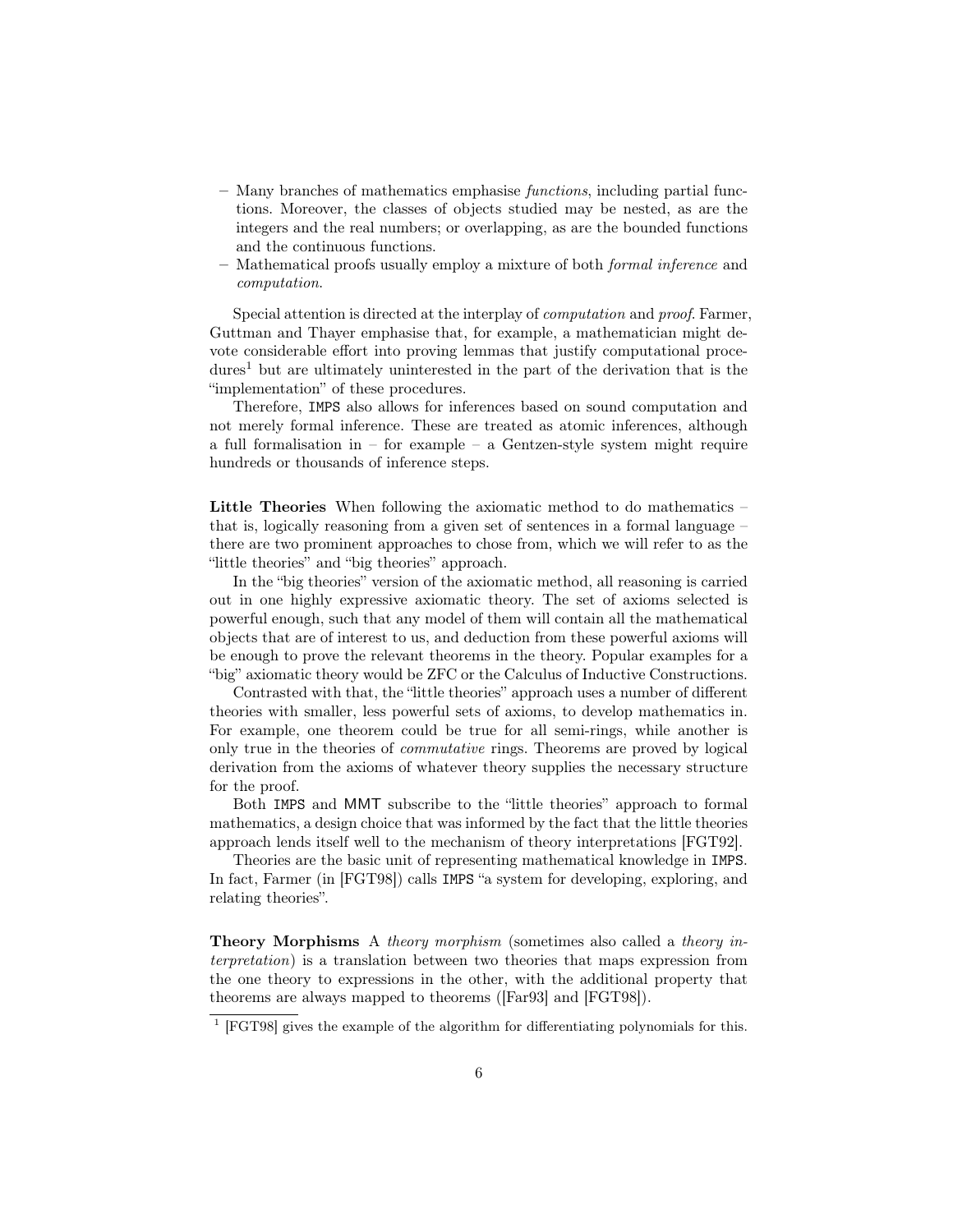- Many branches of mathematics emphasise *functions*, including partial functions. Moreover, the classes of objects studied may be nested, as are the integers and the real numbers; or overlapping, as are the bounded functions and the continuous functions.
- Mathematical proofs usually employ a mixture of both *formal inference* and *computation*.

Special attention is directed at the interplay of *computation* and *proof*. Farmer, Guttman and Thayer emphasise that, for example, a mathematician might devote considerable effort into proving lemmas that justify computational procedures[1] but are ultimately uninterested in the part of the derivation that is the "implementation" of these procedures.

Therefore, IMPS also allows for inferences based on sound computation and not merely formal inference. These are treated as atomic inferences, although a full formalisation in – for example – a Gentzen-style system might require hundreds or thousands of inference steps.

**Little Theories** When following the axiomatic method to do mathematics – that is, logically reasoning from a given set of sentences in a formal language – there are two prominent approaches to chose from, which we will refer to as the "little theories" and "big theories" approach.

In the "big theories" version of the axiomatic method, all reasoning is carried out in one highly expressive axiomatic theory. The set of axioms selected is powerful enough, such that any model of them will contain all the mathematical objects that are of interest to us, and deduction from these powerful axioms will be enough to prove the relevant theorems in the theory. Popular examples for a "big" axiomatic theory would be ZFC or the Calculus of Inductive Constructions.

Contrasted with that, the "little theories" approach uses a number of different theories with smaller, less powerful sets of axioms, to develop mathematics in. For example, one theorem could be true for all semi-rings, while another is only true in the theories of *commutative* rings. Theorems are proved by logical derivation from the axioms of whatever theory supplies the necessary structure for the proof.

Both IMPS and MMT subscribe to the "little theories" approach to formal mathematics, a design choice that was informed by the fact that the little theories approach lends itself well to the mechanism of theory interpretations [FGT92].

Theories are the basic unit of representing mathematical knowledge in IMPS. In fact, Farmer (in [FGT98]) calls IMPS "a system for developing, exploring, and relating theories".

**Theory Morphisms** A *theory morphism* (sometimes also called a *theory interpretation*) is a translation between two theories that maps expression from the one theory to expressions in the other, with the additional property that theorems are always mapped to theorems ([Far93] and [FGT98]).

[1] [FGT98] gives the example of the algorithm for differentiating polynomials for this.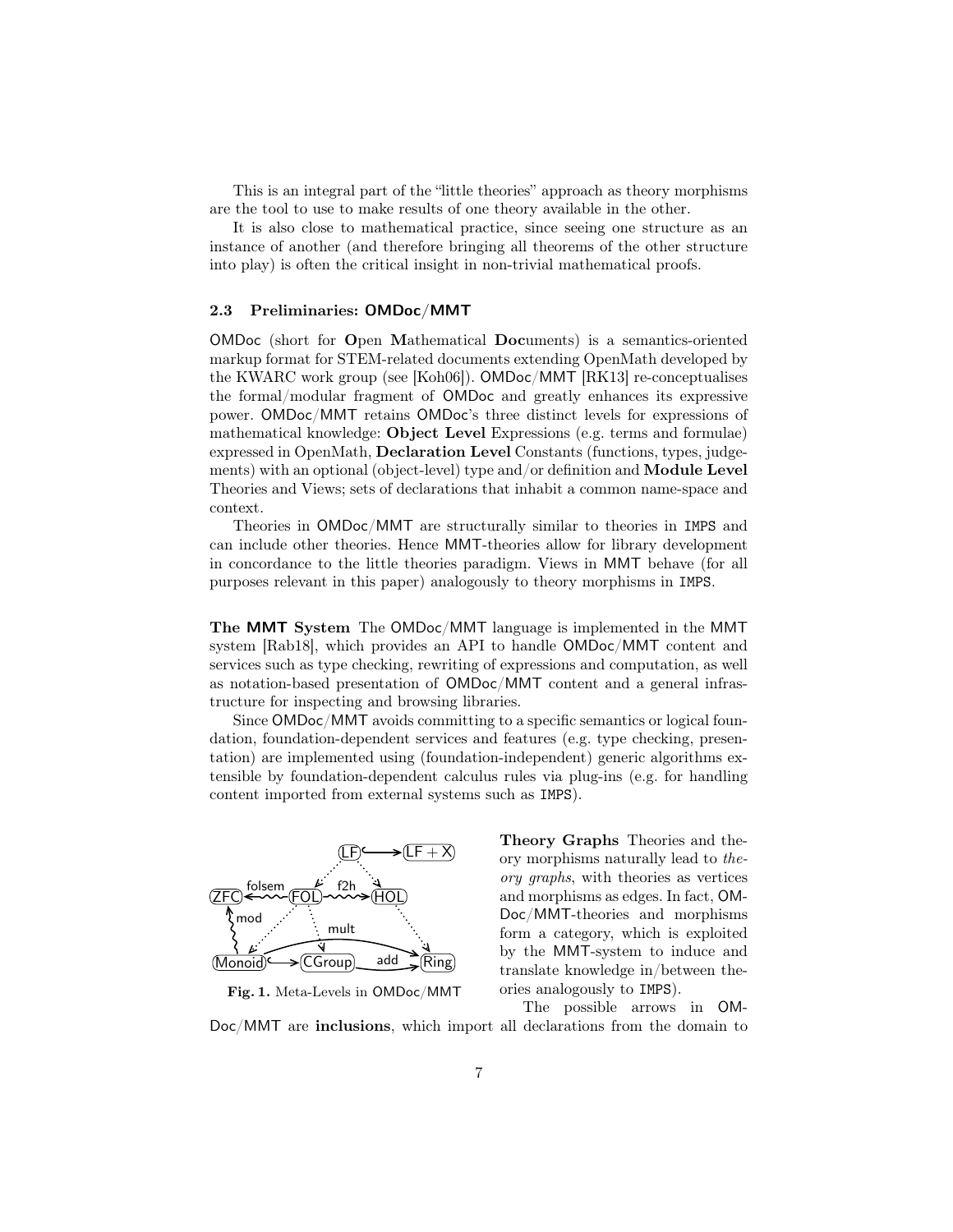This is an integral part of the "little theories" approach as theory morphisms are the tool to use to make results of one theory available in the other.

It is also close to mathematical practice, since seeing one structure as an instance of another (and therefore bringing all theorems of the other structure into play) is often the critical insight in non-trivial mathematical proofs.

### 2.3 Preliminaries: OMDoc/MMT

OMDoc (short for **O**pen **M**athematical **Doc**uments) is a semantics-oriented markup format for STEM-related documents extending OpenMath developed by the KWARC work group (see [Koh06]). OMDoc/MMT [RK13] re-conceptualises the formal/modular fragment of OMDoc and greatly enhances its expressive power. OMDoc/MMT retains OMDoc's three distinct levels for expressions of mathematical knowledge: **Object Level** Expressions (e.g. terms and formulae) expressed in OpenMath, **Declaration Level** Constants (functions, types, judgements) with an optional (object-level) type and/or definition and **Module Level** Theories and Views; sets of declarations that inhabit a common name-space and context.

Theories in OMDoc/MMT are structurally similar to theories in IMPS and can include other theories. Hence MMT-theories allow for library development in concordance to the little theories paradigm. Views in MMT behave (for all purposes relevant in this paper) analogously to theory morphisms in IMPS.

**The MMT System** The OMDoc/MMT language is implemented in the MMT system [Rab18], which provides an API to handle OMDoc/MMT content and services such as type checking, rewriting of expressions and computation, as well as notation-based presentation of OMDoc/MMT content and a general infrastructure for inspecting and browsing libraries.

Since OMDoc/MMT avoids committing to a specific semantics or logical foundation, foundation-dependent services and features (e.g. type checking, presentation) are implemented using (foundation-independent) generic algorithms extensible by foundation-dependent calculus rules via plug-ins (e.g. for handling content imported from external systems such as IMPS).

**Fig. 1.** Meta-Levels in OMDoc/MMT

**Theory Graphs** Theories and theory morphisms naturally lead to *theory graphs*, with theories as vertices and morphisms as edges. In fact, OMDoc/MMT-theories and morphisms form a category, which is exploited by the MMT-system to induce and translate knowledge in/between theories analogously to IMPS).

The possible arrows in OMDoc/MMT are **inclusions**, which import all declarations from the domain to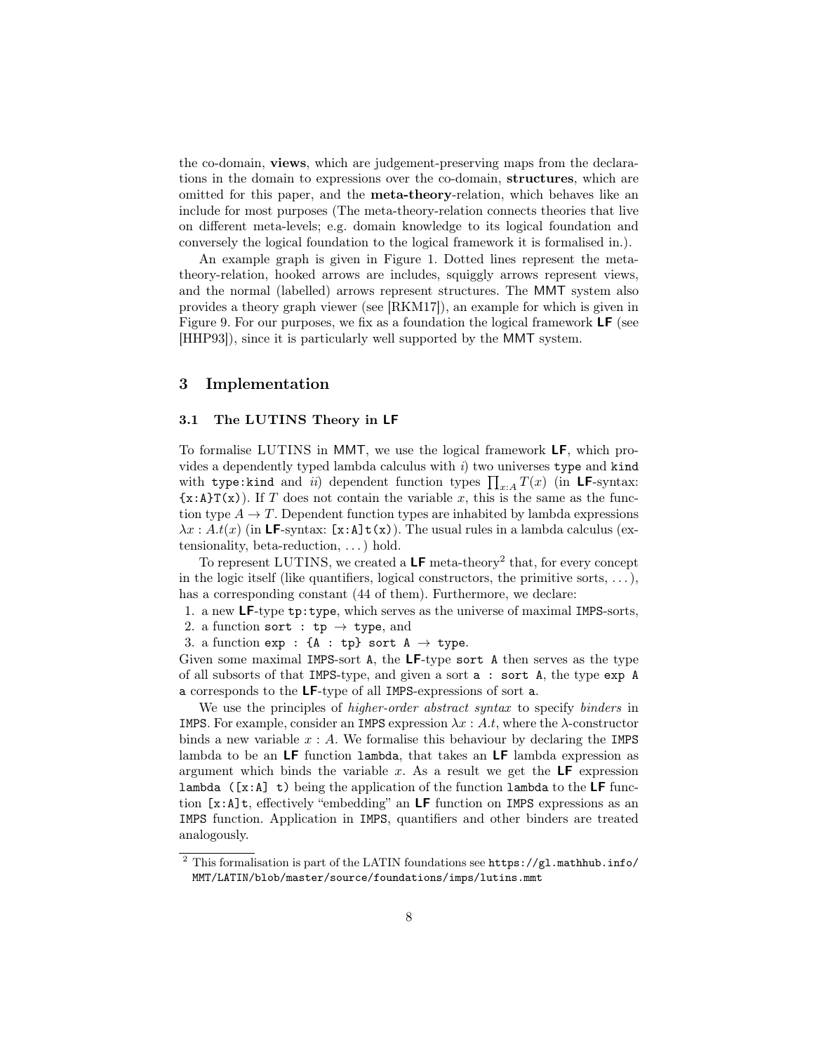the co-domain, **views**, which are judgement-preserving maps from the declarations in the domain to expressions over the co-domain, **structures**, which are omitted for this paper, and the **meta-theory**-relation, which behaves like an include for most purposes (The meta-theory-relation connects theories that live on different meta-levels; e.g. domain knowledge to its logical foundation and conversely the logical foundation to the logical framework it is formalised in.).

An example graph is given in Figure 1. Dotted lines represent the meta-theory-relation, hooked arrows are includes, squiggly arrows represent views, and the normal (labelled) arrows represent structures. The MMT system also provides a theory graph viewer (see [RKM17]), an example for which is given in Figure 9. For our purposes, we fix as a foundation the logical framework **LF** (see [HHP93]), since it is particularly well supported by the MMT system.

## 3 Implementation

### 3.1 The LUTINS Theory in LF

To formalise LUTINS in MMT, we use the logical framework **LF**, which provides a dependently typed lambda calculus with *i)* two universes `type` and `kind` with `type:kind` and *ii)* dependent function types $\prod_{x:A} T(x)$ (in **LF**-syntax: `{x:A}T(x)`). If $T$ does not contain the variable $x$, this is the same as the function type $A \to T$. Dependent function types are inhabited by lambda expressions $\lambda x : A.t(x)$ (in **LF**-syntax: `[x:A]t(x)`). The usual rules in a lambda calculus (extensionality, beta-reduction, ...) hold.

To represent LUTINS, we created a **LF** meta-theory[2] that, for every concept in the logic itself (like quantifiers, logical constructors, the primitive sorts, ...), has a corresponding constant (44 of them). Furthermore, we declare:

1. a new **LF**-type `tp:type`, which serves as the universe of maximal IMPS-sorts,
2. a function `sort : tp → type`, and
3. a function `exp : {A : tp} sort A → type`.

Given some maximal IMPS-sort `A`, the **LF**-type `sort A` then serves as the type of all subsorts of that IMPS-type, and given a sort `a : sort A`, the type `exp A a` corresponds to the **LF**-type of all IMPS-expressions of sort `a`.

We use the principles of *higher-order abstract syntax* to specify *binders* in IMPS. For example, consider an IMPS expression $\lambda x : A.t$, where the $\lambda$-constructor binds a new variable $x : A$. We formalise this behaviour by declaring the IMPS lambda to be an **LF** function `lambda`, that takes an **LF** lambda expression as argument which binds the variable $x$. As a result we get the **LF** expression `lambda ([x:A] t)` being the application of the function `lambda` to the **LF** function `[x:A]t`, effectively "embedding" an **LF** function on IMPS expressions as an IMPS function. Application in IMPS, quantifiers and other binders are treated analogously.

[2] This formalisation is part of the LATIN foundations see https://gl.mathhub.info/MMT/LATIN/blob/master/source/foundations/imps/lutins.mmt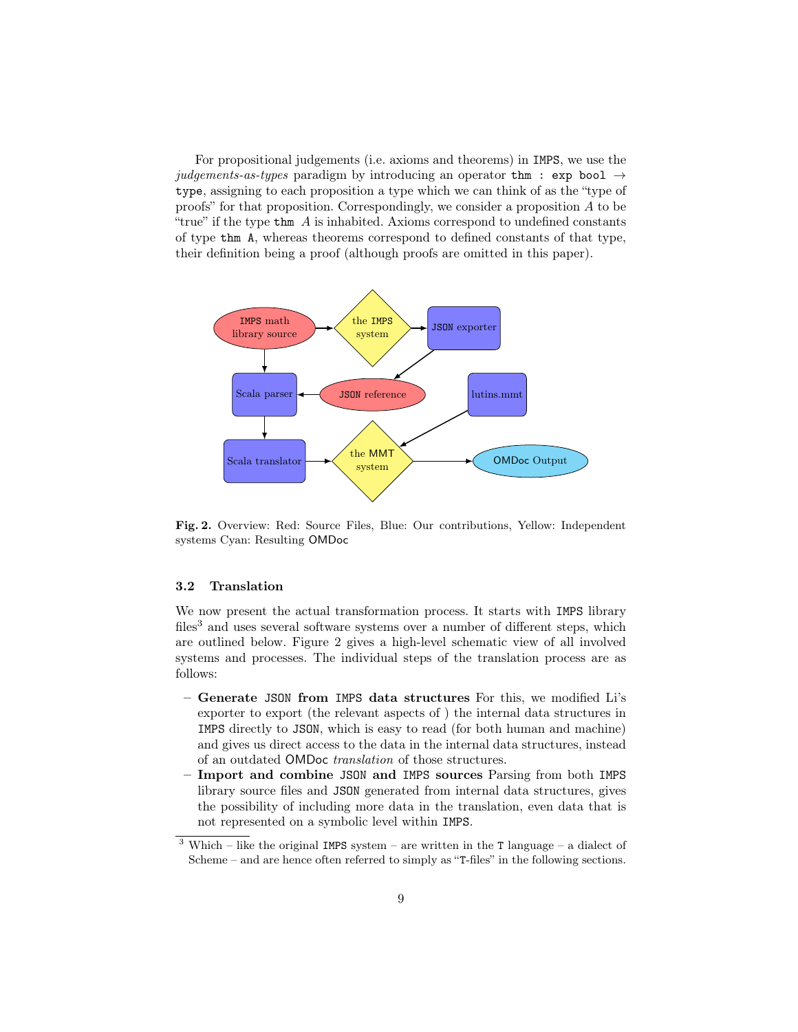For propositional judgements (i.e. axioms and theorems) in IMPS, we use the *judgements-as-types* paradigm by introducing an operator `thm : exp bool` $\rightarrow$ `type`, assigning to each proposition a type which we can think of as the "type of proofs" for that proposition. Correspondingly, we consider a proposition $A$ to be "true" if the type `thm` $A$ is inhabited. Axioms correspond to undefined constants of type `thm A`, whereas theorems correspond to defined constants of that type, their definition being a proof (although proofs are omitted in this paper).

**Fig. 2.** Overview: Red: Source Files, Blue: Our contributions, Yellow: Independent systems Cyan: Resulting OMDoc

### 3.2 Translation

We now present the actual transformation process. It starts with IMPS library files[3] and uses several software systems over a number of different steps, which are outlined below. Figure 2 gives a high-level schematic view of all involved systems and processes. The individual steps of the translation process are as follows:

- **Generate JSON from IMPS data structures** For this, we modified Li's exporter to export (the relevant aspects of ) the internal data structures in IMPS directly to JSON, which is easy to read (for both human and machine) and gives us direct access to the data in the internal data structures, instead of an outdated OMDoc *translation* of those structures.
- **Import and combine JSON and IMPS sources** Parsing from both IMPS library source files and JSON generated from internal data structures, gives the possibility of including more data in the translation, even data that is not represented on a symbolic level within IMPS.

[3] Which – like the original IMPS system – are written in the T language – a dialect of Scheme – and are hence often referred to simply as "T-files" in the following sections.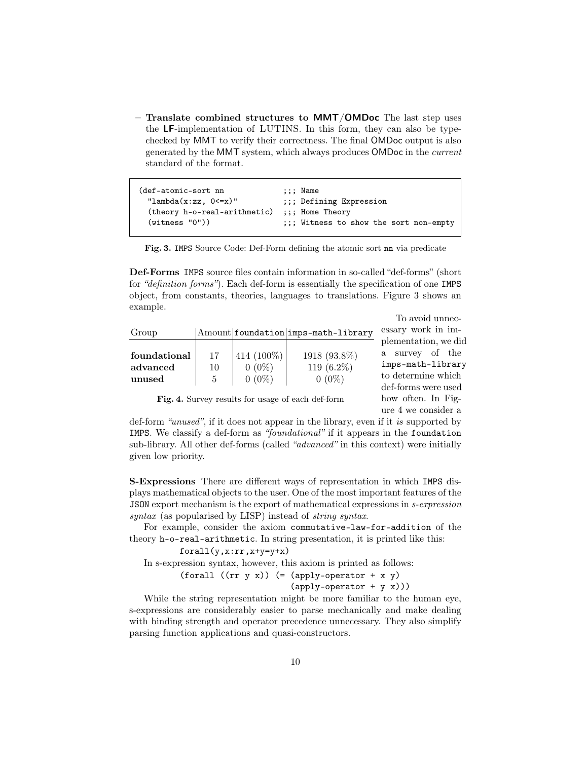– **Translate combined structures to MMT/OMDoc** The last step uses the **LF**-implementation of LUTINS. In this form, they can also be type-checked by MMT to verify their correctness. The final OMDoc output is also generated by the MMT system, which always produces OMDoc in the *current* standard of the format.

```
(def-atomic-sort nn                ;;; Name
  "lambda(x:zz, 0<=x)"             ;;; Defining Expression
  (theory h-o-real-arithmetic)     ;;; Home Theory
  (witness "0"))                   ;;; Witness to show the sort non-empty
```

**Fig. 3.** IMPS Source Code: Def-Form defining the atomic sort nn via predicate

**Def-Forms** IMPS source files contain information in so-called "def-forms" (short for *"definition forms"*). Each def-form is essentially the specification of one IMPS object, from constants, theories, languages to translations. Figure 3 shows an example.

| Group | Amount | foundation | imps-math-library |
|---|---|---|---|
| **foundational** | 17 | 414 (100%) | 1918 (93.8%) |
| **advanced** | 10 | 0 (0%) | 119 (6.2%) |
| **unused** | 5 | 0 (0%) | 0 (0%) |

**Fig. 4.** Survey results for usage of each def-form

To avoid unnecessary work in implementation, we did a survey of the imps-math-library to determine which def-forms were used how often. In Figure 4 we consider a def-form *"unused"*, if it does not appear in the library, even if it *is* supported by IMPS. We classify a def-form as *"foundational"* if it appears in the foundation sub-library. All other def-forms (called *"advanced"* in this context) were initially given low priority.

**S-Expressions** There are different ways of representation in which IMPS displays mathematical objects to the user. One of the most important features of the JSON export mechanism is the export of mathematical expressions in *s-expression syntax* (as popularised by LISP) instead of *string syntax*.

For example, consider the axiom commutative-law-for-addition of the theory h-o-real-arithmetic. In string presentation, it is printed like this:

```
forall(y,x:rr,x+y=y+x)
```

In s-expression syntax, however, this axiom is printed as follows:

```
(forall ((rr y x)) (= (apply-operator + x y)
                      (apply-operator + y x)))
```

While the string representation might be more familiar to the human eye, s-expressions are considerably easier to parse mechanically and make dealing with binding strength and operator precedence unnecessary. They also simplify parsing function applications and quasi-constructors.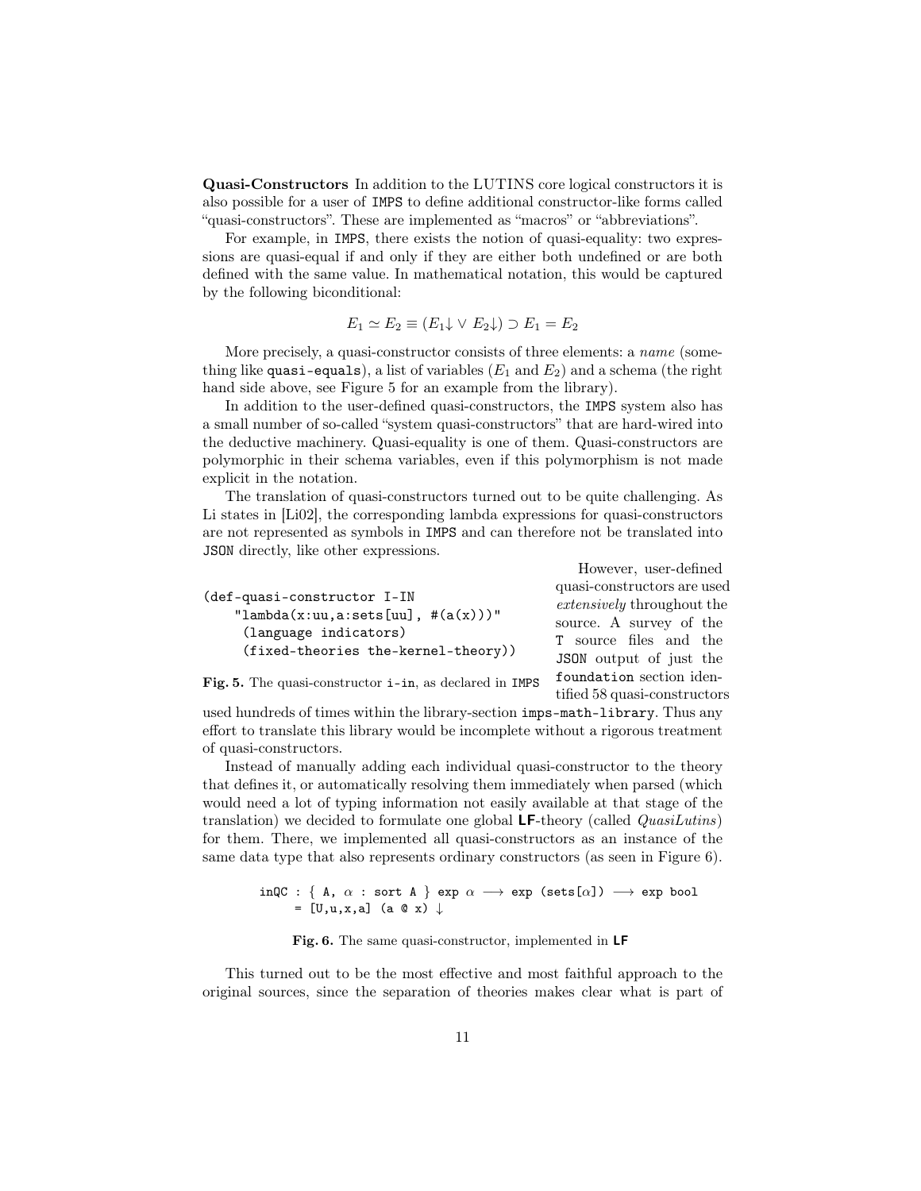**Quasi-Constructors** In addition to the LUTINS core logical constructors it is also possible for a user of IMPS to define additional constructor-like forms called "quasi-constructors". These are implemented as "macros" or "abbreviations".

For example, in IMPS, there exists the notion of quasi-equality: two expressions are quasi-equal if and only if they are either both undefined or are both defined with the same value. In mathematical notation, this would be captured by the following biconditional:

$$E_1 \simeq E_2 \equiv (E_1{\downarrow} \vee E_2{\downarrow}) \supset E_1 = E_2$$

More precisely, a quasi-constructor consists of three elements: a *name* (something like `quasi-equals`), a list of variables ($E_1$ and $E_2$) and a schema (the right hand side above, see Figure 5 for an example from the library).

In addition to the user-defined quasi-constructors, the IMPS system also has a small number of so-called "system quasi-constructors" that are hard-wired into the deductive machinery. Quasi-equality is one of them. Quasi-constructors are polymorphic in their schema variables, even if this polymorphism is not made explicit in the notation.

The translation of quasi-constructors turned out to be quite challenging. As Li states in [Li02], the corresponding lambda expressions for quasi-constructors are not represented as symbols in IMPS and can therefore not be translated into JSON directly, like other expressions.

```
(def-quasi-constructor I-IN
    "lambda(x:uu,a:sets[uu], #(a(x)))"
     (language indicators)
     (fixed-theories the-kernel-theory))
```

**Fig. 5.** The quasi-constructor `i-in`, as declared in IMPS

However, user-defined quasi-constructors are used *extensively* throughout the source. A survey of the T source files and the JSON output of just the `foundation` section identified 58 quasi-constructors used hundreds of times within the library-section `imps-math-library`. Thus any effort to translate this library would be incomplete without a rigorous treatment of quasi-constructors.

Instead of manually adding each individual quasi-constructor to the theory that defines it, or automatically resolving them immediately when parsed (which would need a lot of typing information not easily available at that stage of the translation) we decided to formulate one global **LF**-theory (called *QuasiLutins*) for them. There, we implemented all quasi-constructors as an instance of the same data type that also represents ordinary constructors (as seen in Figure 6).

```
inQC : { A, α : sort A } exp α ⟶ exp (sets[α]) ⟶ exp bool
     = [U,u,x,a] (a @ x) ↓
```

**Fig. 6.** The same quasi-constructor, implemented in **LF**

This turned out to be the most effective and most faithful approach to the original sources, since the separation of theories makes clear what is part of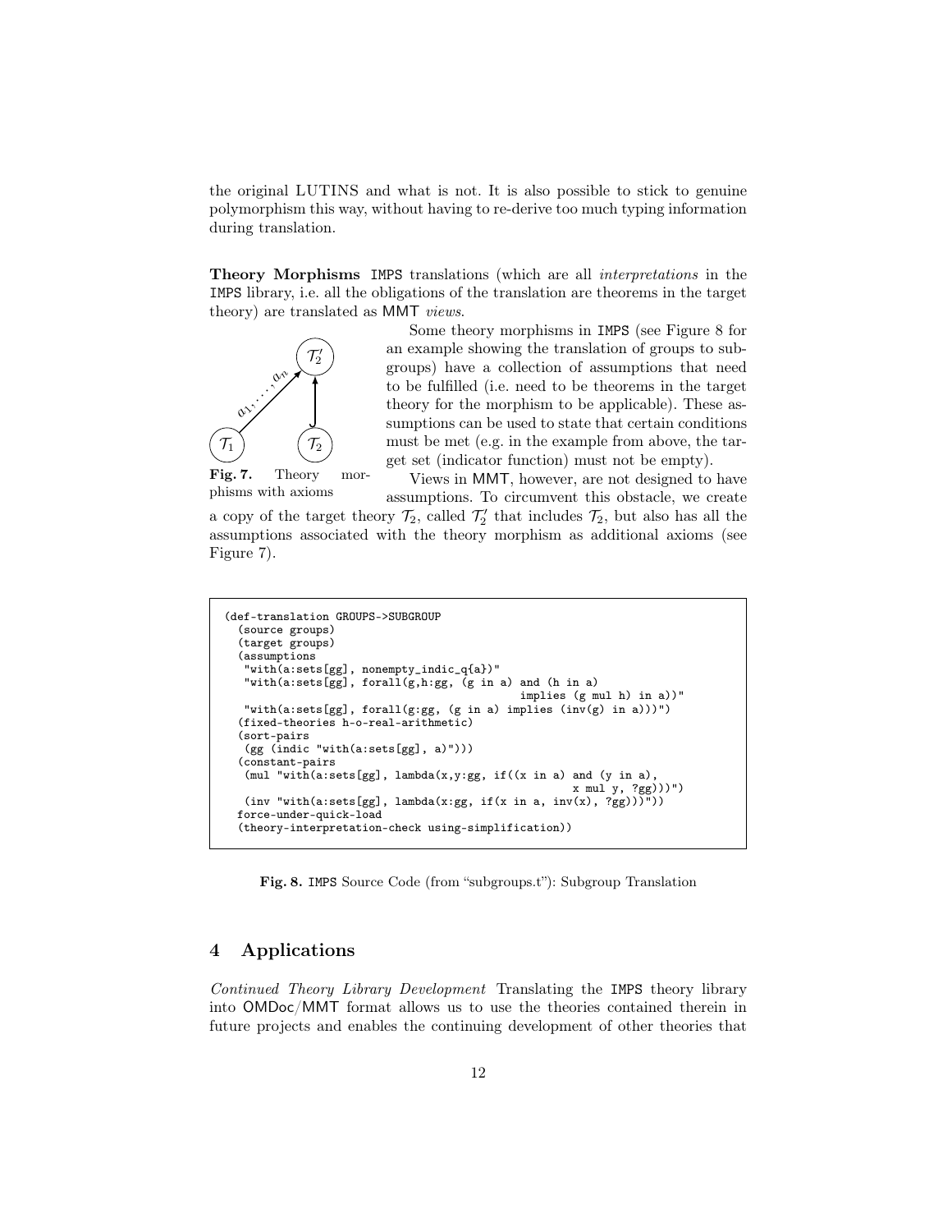the original LUTINS and what is not. It is also possible to stick to genuine polymorphism this way, without having to re-derive too much typing information during translation.

**Theory Morphisms** IMPS translations (which are all *interpretations* in the IMPS library, i.e. all the obligations of the translation are theorems in the target theory) are translated as MMT *views*.

Some theory morphisms in IMPS (see Figure 8 for an example showing the translation of groups to subgroups) have a collection of assumptions that need to be fulfilled (i.e. need to be theorems in the target theory for the morphism to be applicable). These assumptions can be used to state that certain conditions must be met (e.g. in the example from above, the target set (indicator function) must not be empty).

**Fig. 7.** Theory morphisms with axioms

Views in MMT, however, are not designed to have assumptions. To circumvent this obstacle, we create a copy of the target theory $\mathcal{T}_2$, called $\mathcal{T}_2'$ that includes $\mathcal{T}_2$, but also has all the assumptions associated with the theory morphism as additional axioms (see Figure 7).

```
(def-translation GROUPS->SUBGROUP
  (source groups)
  (target groups)
  (assumptions
   "with(a:sets[gg], nonempty_indic_q{a})"
   "with(a:sets[gg], forall(g,h:gg, (g in a) and (h in a)
                                        implies (g mul h) in a))"
   "with(a:sets[gg], forall(g:gg, (g in a) implies (inv(g) in a)))")
  (fixed-theories h-o-real-arithmetic)
  (sort-pairs
   (gg (indic "with(a:sets[gg], a)")))
  (constant-pairs
   (mul "with(a:sets[gg], lambda(x,y:gg, if((x in a) and (y in a),
                                                 x mul y, ?gg)))")
   (inv "with(a:sets[gg], lambda(x:gg, if(x in a, inv(x), ?gg)))"))
  force-under-quick-load
  (theory-interpretation-check using-simplification))
```

**Fig. 8.** IMPS Source Code (from "subgroups.t"): Subgroup Translation

## 4 Applications

*Continued Theory Library Development* Translating the IMPS theory library into OMDoc/MMT format allows us to use the theories contained therein in future projects and enables the continuing development of other theories that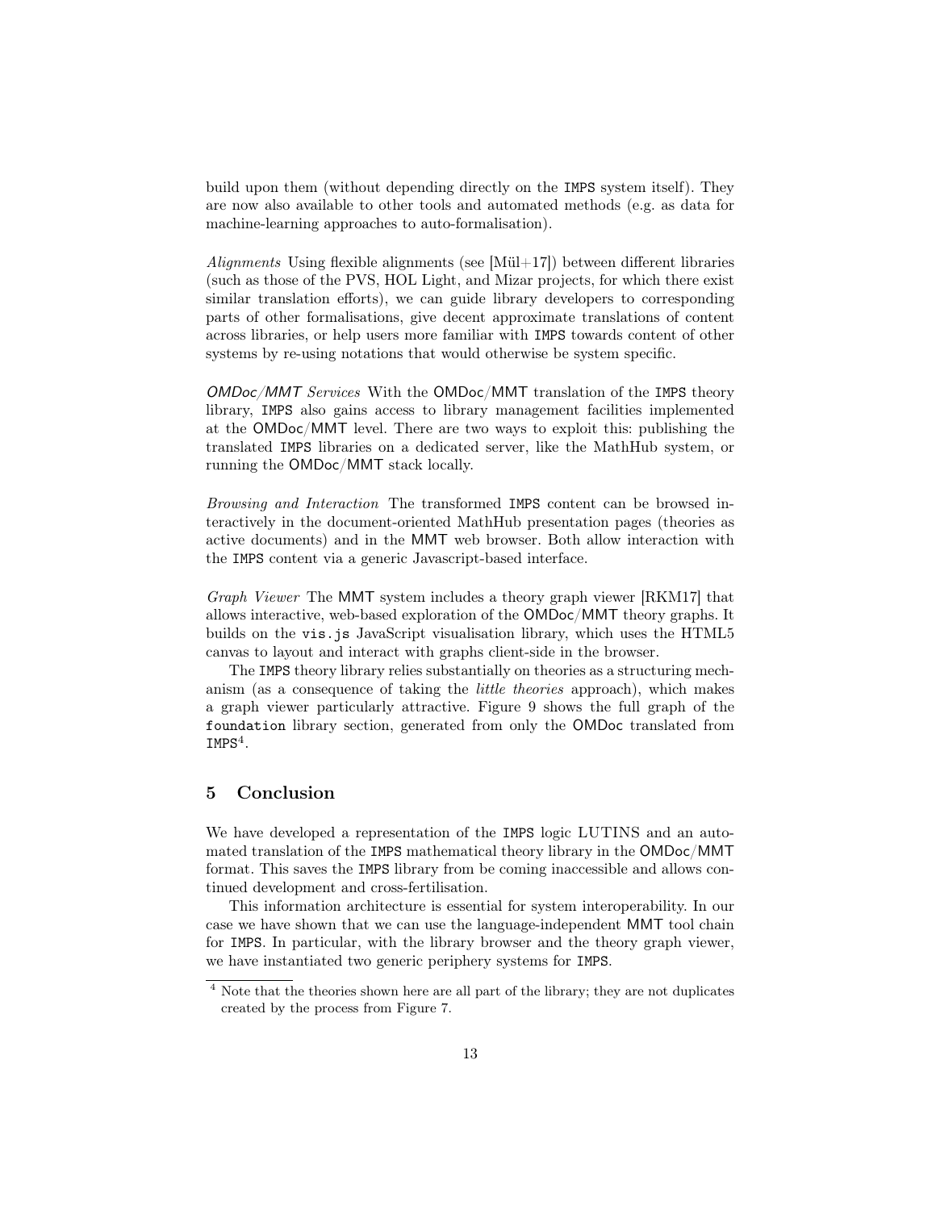build upon them (without depending directly on the IMPS system itself). They are now also available to other tools and automated methods (e.g. as data for machine-learning approaches to auto-formalisation).

*Alignments* Using flexible alignments (see [Mül+17]) between different libraries (such as those of the PVS, HOL Light, and Mizar projects, for which there exist similar translation efforts), we can guide library developers to corresponding parts of other formalisations, give decent approximate translations of content across libraries, or help users more familiar with IMPS towards content of other systems by re-using notations that would otherwise be system specific.

*OMDoc/MMT Services* With the OMDoc/MMT translation of the IMPS theory library, IMPS also gains access to library management facilities implemented at the OMDoc/MMT level. There are two ways to exploit this: publishing the translated IMPS libraries on a dedicated server, like the MathHub system, or running the OMDoc/MMT stack locally.

*Browsing and Interaction* The transformed IMPS content can be browsed interactively in the document-oriented MathHub presentation pages (theories as active documents) and in the MMT web browser. Both allow interaction with the IMPS content via a generic Javascript-based interface.

*Graph Viewer* The MMT system includes a theory graph viewer [RKM17] that allows interactive, web-based exploration of the OMDoc/MMT theory graphs. It builds on the `vis.js` JavaScript visualisation library, which uses the HTML5 canvas to layout and interact with graphs client-side in the browser.

The IMPS theory library relies substantially on theories as a structuring mechanism (as a consequence of taking the *little theories* approach), which makes a graph viewer particularly attractive. Figure 9 shows the full graph of the `foundation` library section, generated from only the OMDoc translated from IMPS[4].

## 5 Conclusion

We have developed a representation of the IMPS logic LUTINS and an automated translation of the IMPS mathematical theory library in the OMDoc/MMT format. This saves the IMPS library from be coming inaccessible and allows continued development and cross-fertilisation.

This information architecture is essential for system interoperability. In our case we have shown that we can use the language-independent MMT tool chain for IMPS. In particular, with the library browser and the theory graph viewer, we have instantiated two generic periphery systems for IMPS.

[4] Note that the theories shown here are all part of the library; they are not duplicates created by the process from Figure 7.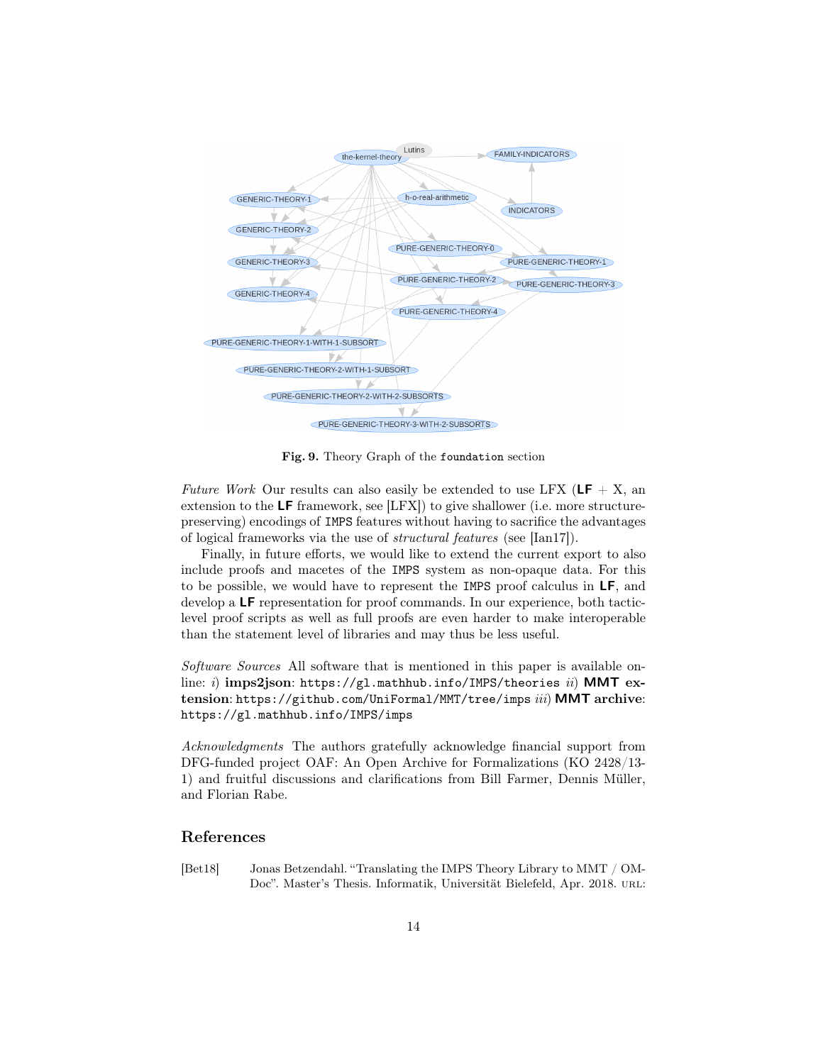**Fig. 9.** Theory Graph of the `foundation` section

*Future Work* Our results can also easily be extended to use LFX (**LF** + X, an extension to the **LF** framework, see [LFX]) to give shallower (i.e. more structure-preserving) encodings of `IMPS` features without having to sacrifice the advantages of logical frameworks via the use of *structural features* (see [Ian17]).

Finally, in future efforts, we would like to extend the current export to also include proofs and macetes of the `IMPS` system as non-opaque data. For this to be possible, we would have to represent the `IMPS` proof calculus in **LF**, and develop a **LF** representation for proof commands. In our experience, both tactic-level proof scripts as well as full proofs are even harder to make interoperable than the statement level of libraries and may thus be less useful.

*Software Sources* All software that is mentioned in this paper is available online: *i)* **imps2json**: `https://gl.mathhub.info/IMPS/theories` *ii)* **MMT extension**: `https://github.com/UniFormal/MMT/tree/imps` *iii)* **MMT archive**: `https://gl.mathhub.info/IMPS/imps`

*Acknowledgments* The authors gratefully acknowledge financial support from DFG-funded project OAF: An Open Archive for Formalizations (KO 2428/13-1) and fruitful discussions and clarifications from Bill Farmer, Dennis Müller, and Florian Rabe.

## References

[Bet18] Jonas Betzendahl. "Translating the IMPS Theory Library to MMT / OMDoc". Master's Thesis. Informatik, Universität Bielefeld, Apr. 2018. URL: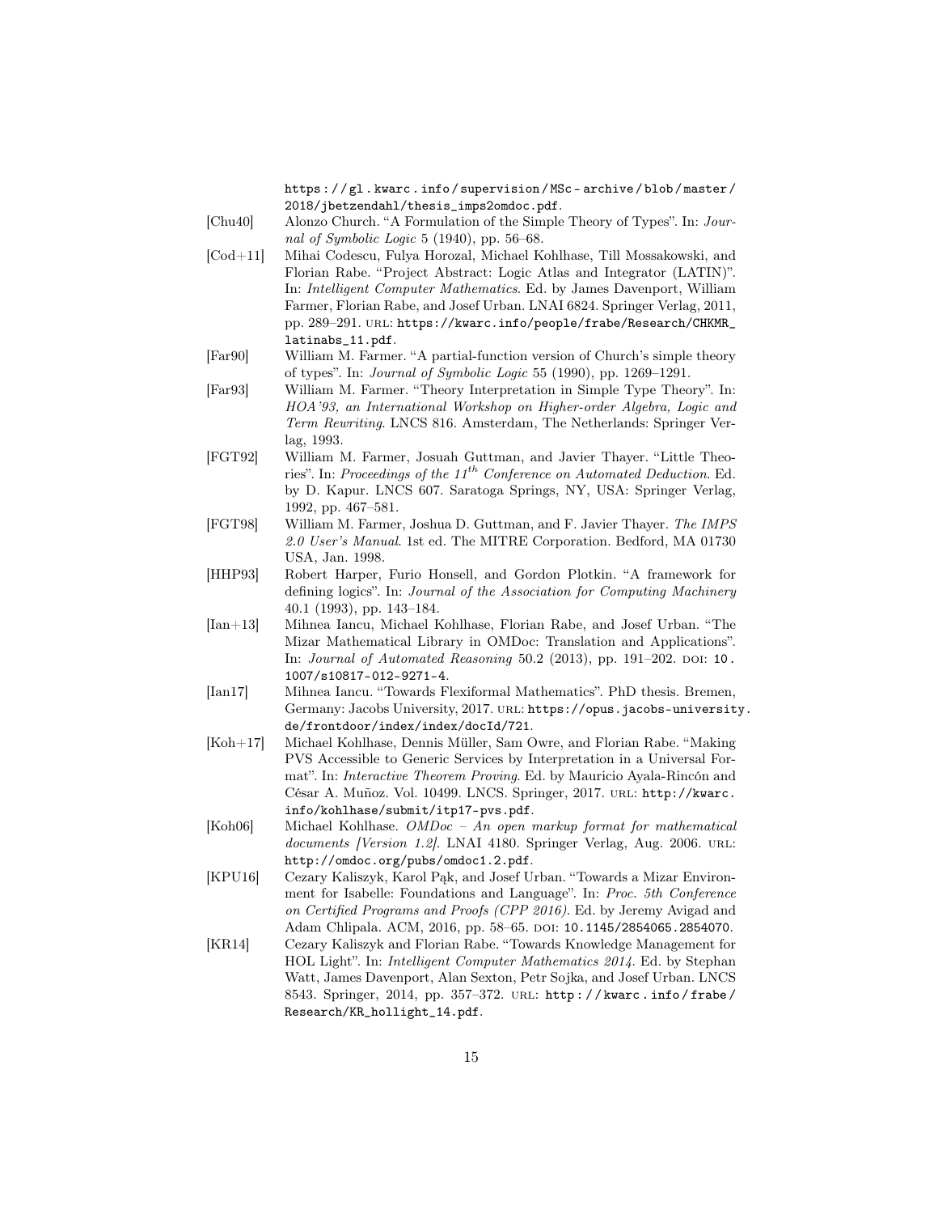https://gl.kwarc.info/supervision/MSc-archive/blob/master/2018/jbetzendahl/thesis_imps2omdoc.pdf.

[Chu40] Alonzo Church. "A Formulation of the Simple Theory of Types". In: *Journal of Symbolic Logic* 5 (1940), pp. 56–68.

[Cod+11] Mihai Codescu, Fulya Horozal, Michael Kohlhase, Till Mossakowski, and Florian Rabe. "Project Abstract: Logic Atlas and Integrator (LATIN)". In: *Intelligent Computer Mathematics*. Ed. by James Davenport, William Farmer, Florian Rabe, and Josef Urban. LNAI 6824. Springer Verlag, 2011, pp. 289–291. URL: https://kwarc.info/people/frabe/Research/CHKMR_latinabs_11.pdf.

[Far90] William M. Farmer. "A partial-function version of Church's simple theory of types". In: *Journal of Symbolic Logic* 55 (1990), pp. 1269–1291.

[Far93] William M. Farmer. "Theory Interpretation in Simple Type Theory". In: *HOA'93, an International Workshop on Higher-order Algebra, Logic and Term Rewriting*. LNCS 816. Amsterdam, The Netherlands: Springer Verlag, 1993.

[FGT92] William M. Farmer, Josuah Guttman, and Javier Thayer. "Little Theories". In: *Proceedings of the 11th Conference on Automated Deduction*. Ed. by D. Kapur. LNCS 607. Saratoga Springs, NY, USA: Springer Verlag, 1992, pp. 467–581.

[FGT98] William M. Farmer, Joshua D. Guttman, and F. Javier Thayer. *The IMPS 2.0 User's Manual*. 1st ed. The MITRE Corporation. Bedford, MA 01730 USA, Jan. 1998.

[HHP93] Robert Harper, Furio Honsell, and Gordon Plotkin. "A framework for defining logics". In: *Journal of the Association for Computing Machinery* 40.1 (1993), pp. 143–184.

[Ian+13] Mihnea Iancu, Michael Kohlhase, Florian Rabe, and Josef Urban. "The Mizar Mathematical Library in OMDoc: Translation and Applications". In: *Journal of Automated Reasoning* 50.2 (2013), pp. 191–202. DOI: 10.1007/s10817-012-9271-4.

[Ian17] Mihnea Iancu. "Towards Flexiformal Mathematics". PhD thesis. Bremen, Germany: Jacobs University, 2017. URL: https://opus.jacobs-university.de/frontdoor/index/index/docId/721.

[Koh+17] Michael Kohlhase, Dennis Müller, Sam Owre, and Florian Rabe. "Making PVS Accessible to Generic Services by Interpretation in a Universal Format". In: *Interactive Theorem Proving*. Ed. by Mauricio Ayala-Rincón and César A. Muñoz. Vol. 10499. LNCS. Springer, 2017. URL: http://kwarc.info/kohlhase/submit/itp17-pvs.pdf.

[Koh06] Michael Kohlhase. *OMDoc – An open markup format for mathematical documents [Version 1.2]*. LNAI 4180. Springer Verlag, Aug. 2006. URL: http://omdoc.org/pubs/omdoc1.2.pdf.

[KPU16] Cezary Kaliszyk, Karol Pąk, and Josef Urban. "Towards a Mizar Environment for Isabelle: Foundations and Language". In: *Proc. 5th Conference on Certified Programs and Proofs (CPP 2016)*. Ed. by Jeremy Avigad and Adam Chlipala. ACM, 2016, pp. 58–65. DOI: 10.1145/2854065.2854070.

[KR14] Cezary Kaliszyk and Florian Rabe. "Towards Knowledge Management for HOL Light". In: *Intelligent Computer Mathematics 2014*. Ed. by Stephan Watt, James Davenport, Alan Sexton, Petr Sojka, and Josef Urban. LNCS 8543. Springer, 2014, pp. 357–372. URL: http://kwarc.info/frabe/Research/KR_hollight_14.pdf.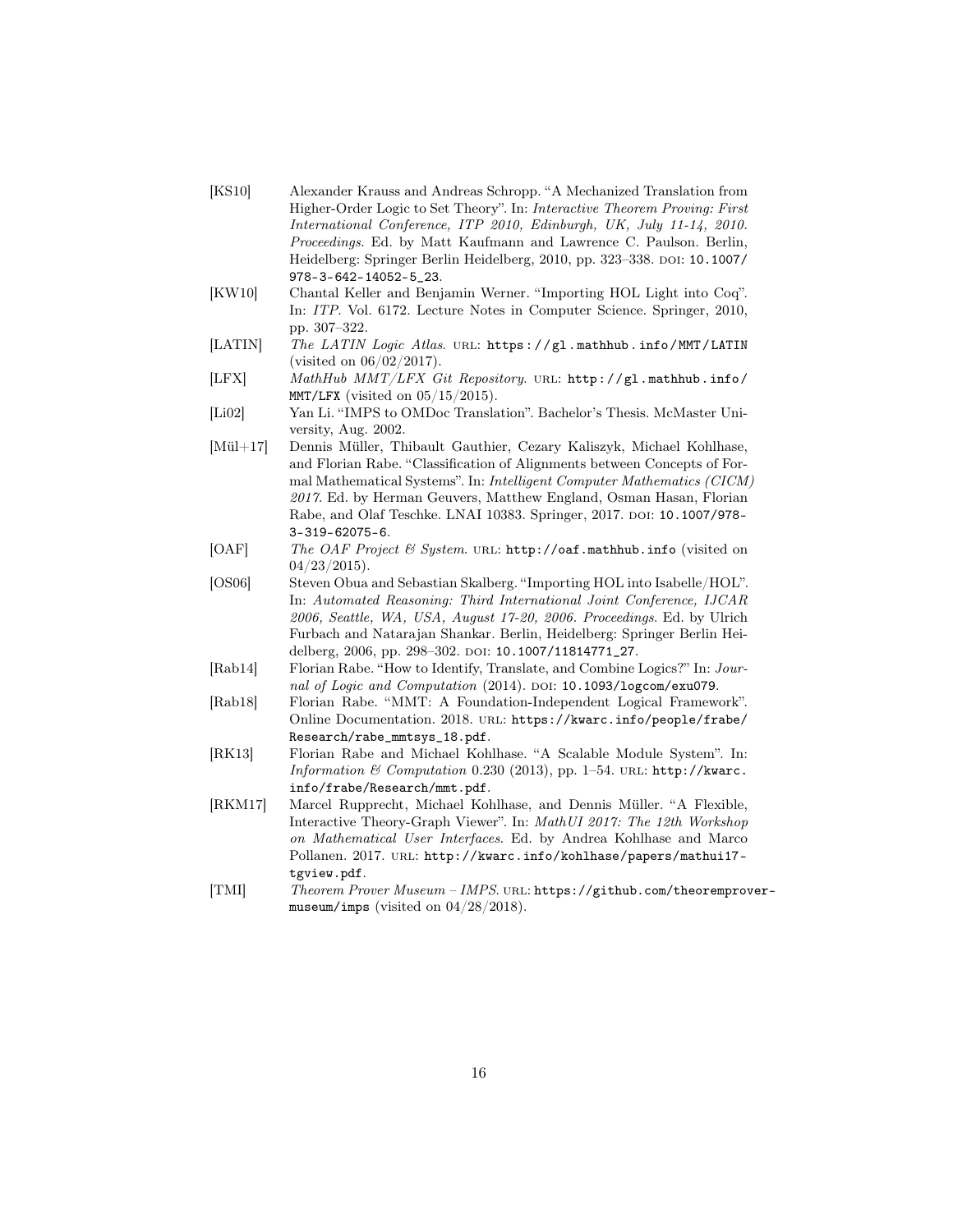[KS10] Alexander Krauss and Andreas Schropp. "A Mechanized Translation from Higher-Order Logic to Set Theory". In: *Interactive Theorem Proving: First International Conference, ITP 2010, Edinburgh, UK, July 11-14, 2010. Proceedings*. Ed. by Matt Kaufmann and Lawrence C. Paulson. Berlin, Heidelberg: Springer Berlin Heidelberg, 2010, pp. 323–338. DOI: `10.1007/978-3-642-14052-5_23`.

[KW10] Chantal Keller and Benjamin Werner. "Importing HOL Light into Coq". In: *ITP*. Vol. 6172. Lecture Notes in Computer Science. Springer, 2010, pp. 307–322.

[LATIN] *The LATIN Logic Atlas*. URL: `https://gl.mathhub.info/MMT/LATIN` (visited on 06/02/2017).

[LFX] *MathHub MMT/LFX Git Repository*. URL: `http://gl.mathhub.info/MMT/LFX` (visited on 05/15/2015).

[Li02] Yan Li. "IMPS to OMDoc Translation". Bachelor's Thesis. McMaster University, Aug. 2002.

[Mül+17] Dennis Müller, Thibault Gauthier, Cezary Kaliszyk, Michael Kohlhase, and Florian Rabe. "Classification of Alignments between Concepts of Formal Mathematical Systems". In: *Intelligent Computer Mathematics (CICM) 2017*. Ed. by Herman Geuvers, Matthew England, Osman Hasan, Florian Rabe, and Olaf Teschke. LNAI 10383. Springer, 2017. DOI: `10.1007/978-3-319-62075-6`.

[OAF] *The OAF Project & System*. URL: `http://oaf.mathhub.info` (visited on 04/23/2015).

[OS06] Steven Obua and Sebastian Skalberg. "Importing HOL into Isabelle/HOL". In: *Automated Reasoning: Third International Joint Conference, IJCAR 2006, Seattle, WA, USA, August 17-20, 2006. Proceedings*. Ed. by Ulrich Furbach and Natarajan Shankar. Berlin, Heidelberg: Springer Berlin Heidelberg, 2006, pp. 298–302. DOI: `10.1007/11814771_27`.

[Rab14] Florian Rabe. "How to Identify, Translate, and Combine Logics?" In: *Journal of Logic and Computation* (2014). DOI: `10.1093/logcom/exu079`.

[Rab18] Florian Rabe. "MMT: A Foundation-Independent Logical Framework". Online Documentation. 2018. URL: `https://kwarc.info/people/frabe/Research/rabe_mmtsys_18.pdf`.

[RK13] Florian Rabe and Michael Kohlhase. "A Scalable Module System". In: *Information & Computation* 0.230 (2013), pp. 1–54. URL: `http://kwarc.info/frabe/Research/mmt.pdf`.

[RKM17] Marcel Rupprecht, Michael Kohlhase, and Dennis Müller. "A Flexible, Interactive Theory-Graph Viewer". In: *MathUI 2017: The 12th Workshop on Mathematical User Interfaces*. Ed. by Andrea Kohlhase and Marco Pollanen. 2017. URL: `http://kwarc.info/kohlhase/papers/mathui17-tgview.pdf`.

[TMI] *Theorem Prover Museum – IMPS*. URL: `https://github.com/theoremprover-museum/imps` (visited on 04/28/2018).